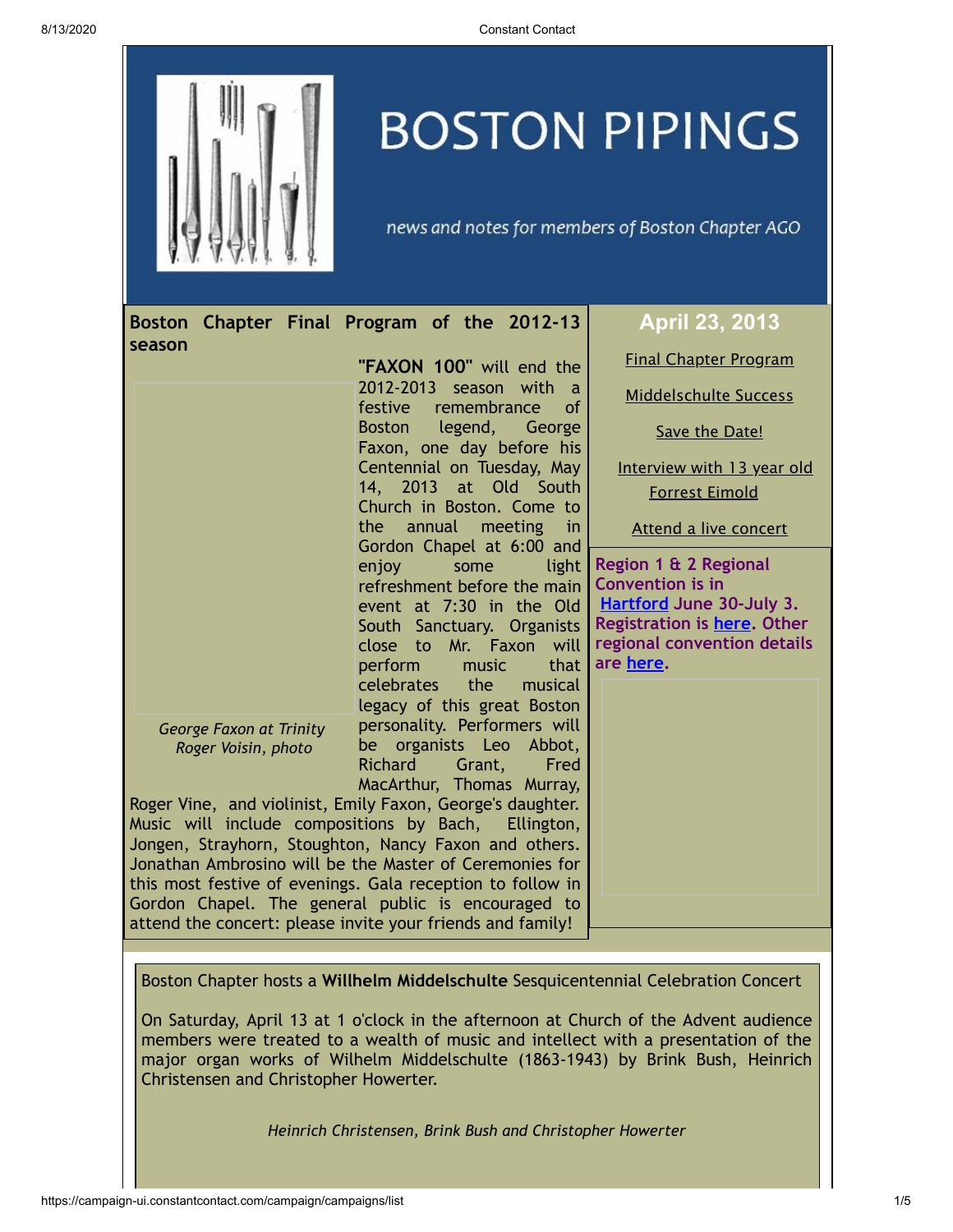# BOSTON PIPINGS

*news and notes for members of Boston Chapter AGO*

## April 23, 2013

Final Chapter Program

Middelschulte Success

Save the Date!

Interview with 13 year old Forrest Eimold

Attend a live concert

**Region 1 & 2 Regional Convention is in Hartford June 30-July 3. Registration is here. Other regional convention details are here.**

## Boston Chapter Final Program of the 2012-13 season

*George Faxon at Trinity*
*Roger Voisin, photo*

**"FAXON 100"** will end the 2012-2013 season with a festive remembrance of Boston legend, George Faxon, one day before his Centennial on Tuesday, May 14, 2013 at Old South Church in Boston. Come to the annual meeting in Gordon Chapel at 6:00 and enjoy some light refreshment before the main event at 7:30 in the Old South Sanctuary. Organists close to Mr. Faxon will perform music that celebrates the musical legacy of this great Boston personality. Performers will be organists Leo Abbot, Richard Grant, Fred MacArthur, Thomas Murray, Roger Vine, and violinist, Emily Faxon, George's daughter. Music will include compositions by Bach, Ellington, Jongen, Strayhorn, Stoughton, Nancy Faxon and others. Jonathan Ambrosino will be the Master of Ceremonies for this most festive of evenings. Gala reception to follow in Gordon Chapel. The general public is encouraged to attend the concert: please invite your friends and family!

Boston Chapter hosts a **Willhelm Middelschulte** Sesquicentennial Celebration Concert

On Saturday, April 13 at 1 o'clock in the afternoon at Church of the Advent audience members were treated to a wealth of music and intellect with a presentation of the major organ works of Wilhelm Middelschulte (1863-1943) by Brink Bush, Heinrich Christensen and Christopher Howerter.

*Heinrich Christensen, Brink Bush and Christopher Howerter*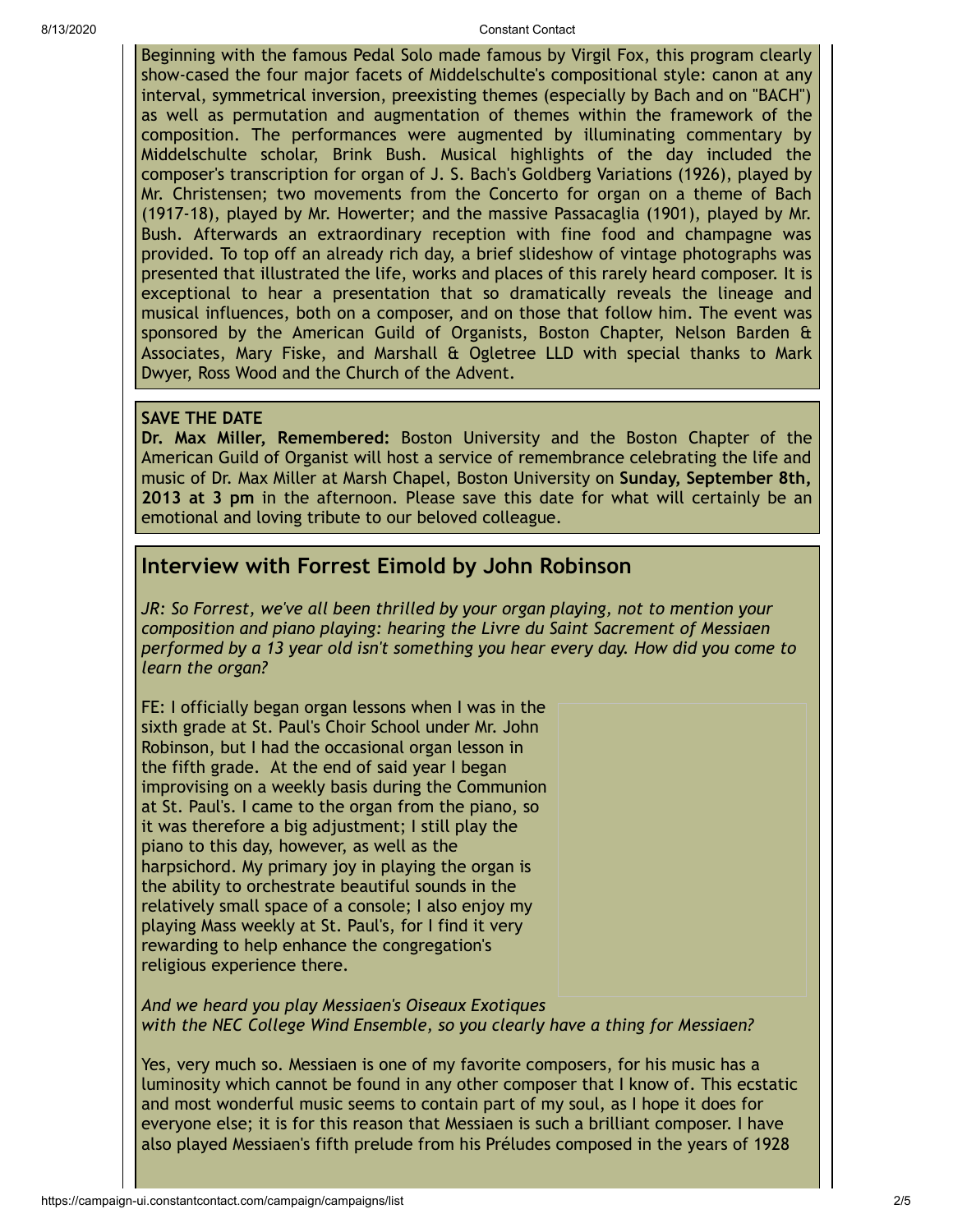Beginning with the famous Pedal Solo made famous by Virgil Fox, this program clearly show-cased the four major facets of Middelschulte's compositional style: canon at any interval, symmetrical inversion, preexisting themes (especially by Bach and on "BACH") as well as permutation and augmentation of themes within the framework of the composition. The performances were augmented by illuminating commentary by Middelschulte scholar, Brink Bush. Musical highlights of the day included the composer's transcription for organ of J. S. Bach's Goldberg Variations (1926), played by Mr. Christensen; two movements from the Concerto for organ on a theme of Bach (1917-18), played by Mr. Howerter; and the massive Passacaglia (1901), played by Mr. Bush. Afterwards an extraordinary reception with fine food and champagne was provided. To top off an already rich day, a brief slideshow of vintage photographs was presented that illustrated the life, works and places of this rarely heard composer. It is exceptional to hear a presentation that so dramatically reveals the lineage and musical influences, both on a composer, and on those that follow him. The event was sponsored by the American Guild of Organists, Boston Chapter, Nelson Barden & Associates, Mary Fiske, and Marshall & Ogletree LLD with special thanks to Mark Dwyer, Ross Wood and the Church of the Advent.

**SAVE THE DATE**

**Dr. Max Miller, Remembered:** Boston University and the Boston Chapter of the American Guild of Organist will host a service of remembrance celebrating the life and music of Dr. Max Miller at Marsh Chapel, Boston University on **Sunday, September 8th, 2013 at 3 pm** in the afternoon. Please save this date for what will certainly be an emotional and loving tribute to our beloved colleague.

## Interview with Forrest Eimold by John Robinson

*JR: So Forrest, we've all been thrilled by your organ playing, not to mention your composition and piano playing: hearing the Livre du Saint Sacrement of Messiaen performed by a 13 year old isn't something you hear every day. How did you come to learn the organ?*

FE: I officially began organ lessons when I was in the sixth grade at St. Paul's Choir School under Mr. John Robinson, but I had the occasional organ lesson in the fifth grade. At the end of said year I began improvising on a weekly basis during the Communion at St. Paul's. I came to the organ from the piano, so it was therefore a big adjustment; I still play the piano to this day, however, as well as the harpsichord. My primary joy in playing the organ is the ability to orchestrate beautiful sounds in the relatively small space of a console; I also enjoy my playing Mass weekly at St. Paul's, for I find it very rewarding to help enhance the congregation's religious experience there.

*And we heard you play Messiaen's Oiseaux Exotiques with the NEC College Wind Ensemble, so you clearly have a thing for Messiaen?*

Yes, very much so. Messiaen is one of my favorite composers, for his music has a luminosity which cannot be found in any other composer that I know of. This ecstatic and most wonderful music seems to contain part of my soul, as I hope it does for everyone else; it is for this reason that Messiaen is such a brilliant composer. I have also played Messiaen's fifth prelude from his Préludes composed in the years of 1928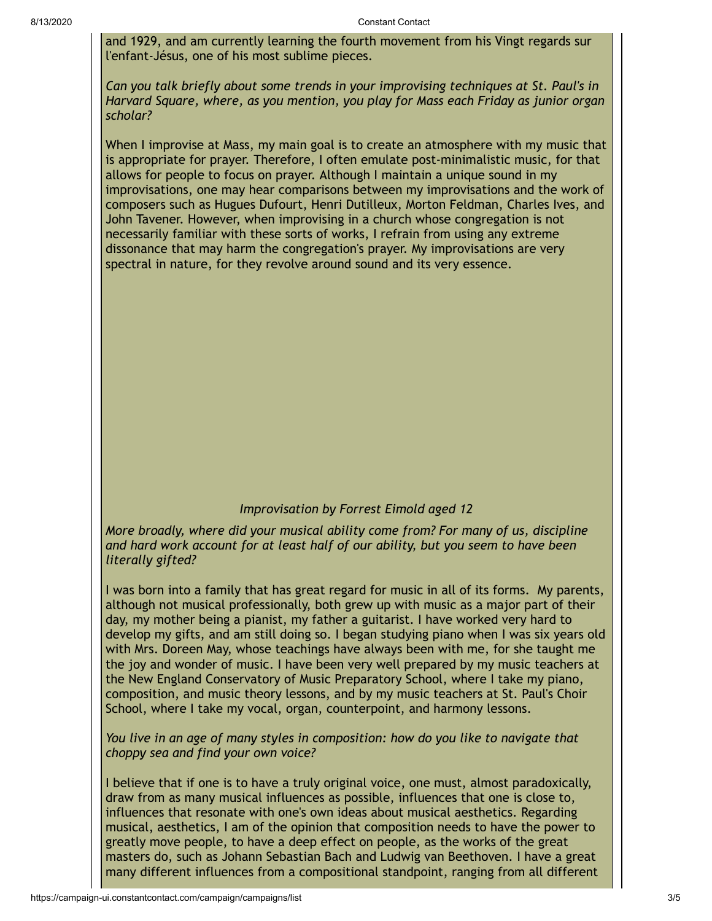and 1929, and am currently learning the fourth movement from his Vingt regards sur l'enfant-Jésus, one of his most sublime pieces.

*Can you talk briefly about some trends in your improvising techniques at St. Paul's in Harvard Square, where, as you mention, you play for Mass each Friday as junior organ scholar?*

When I improvise at Mass, my main goal is to create an atmosphere with my music that is appropriate for prayer. Therefore, I often emulate post-minimalistic music, for that allows for people to focus on prayer. Although I maintain a unique sound in my improvisations, one may hear comparisons between my improvisations and the work of composers such as Hugues Dufourt, Henri Dutilleux, Morton Feldman, Charles Ives, and John Tavener. However, when improvising in a church whose congregation is not necessarily familiar with these sorts of works, I refrain from using any extreme dissonance that may harm the congregation's prayer. My improvisations are very spectral in nature, for they revolve around sound and its very essence.

*Improvisation by Forrest Eimold aged 12*

*More broadly, where did your musical ability come from? For many of us, discipline and hard work account for at least half of our ability, but you seem to have been literally gifted?*

I was born into a family that has great regard for music in all of its forms. My parents, although not musical professionally, both grew up with music as a major part of their day, my mother being a pianist, my father a guitarist. I have worked very hard to develop my gifts, and am still doing so. I began studying piano when I was six years old with Mrs. Doreen May, whose teachings have always been with me, for she taught me the joy and wonder of music. I have been very well prepared by my music teachers at the New England Conservatory of Music Preparatory School, where I take my piano, composition, and music theory lessons, and by my music teachers at St. Paul's Choir School, where I take my vocal, organ, counterpoint, and harmony lessons.

*You live in an age of many styles in composition: how do you like to navigate that choppy sea and find your own voice?*

I believe that if one is to have a truly original voice, one must, almost paradoxically, draw from as many musical influences as possible, influences that one is close to, influences that resonate with one's own ideas about musical aesthetics. Regarding musical, aesthetics, I am of the opinion that composition needs to have the power to greatly move people, to have a deep effect on people, as the works of the great masters do, such as Johann Sebastian Bach and Ludwig van Beethoven. I have a great many different influences from a compositional standpoint, ranging from all different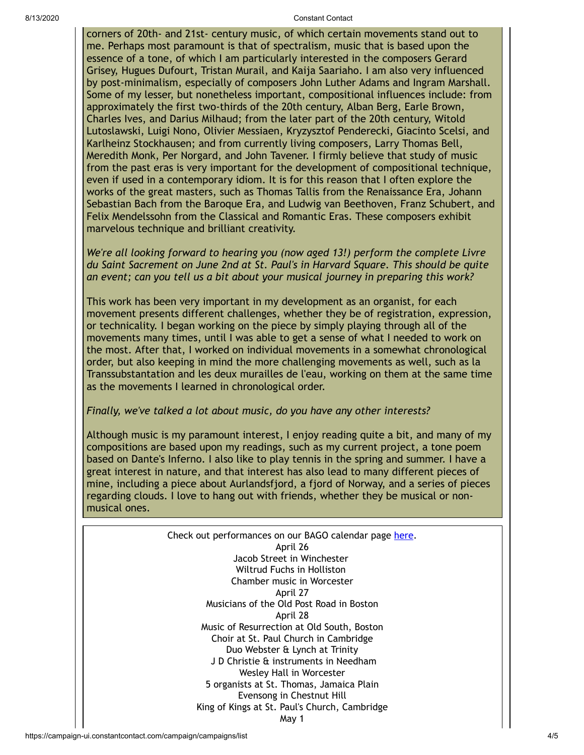corners of 20th- and 21st- century music, of which certain movements stand out to me. Perhaps most paramount is that of spectralism, music that is based upon the essence of a tone, of which I am particularly interested in the composers Gerard Grisey, Hugues Dufourt, Tristan Murail, and Kaija Saariaho. I am also very influenced by post-minimalism, especially of composers John Luther Adams and Ingram Marshall. Some of my lesser, but nonetheless important, compositional influences include: from approximately the first two-thirds of the 20th century, Alban Berg, Earle Brown, Charles Ives, and Darius Milhaud; from the later part of the 20th century, Witold Lutoslawski, Luigi Nono, Olivier Messiaen, Kryzysztof Penderecki, Giacinto Scelsi, and Karlheinz Stockhausen; and from currently living composers, Larry Thomas Bell, Meredith Monk, Per Norgard, and John Tavener. I firmly believe that study of music from the past eras is very important for the development of compositional technique, even if used in a contemporary idiom. It is for this reason that I often explore the works of the great masters, such as Thomas Tallis from the Renaissance Era, Johann Sebastian Bach from the Baroque Era, and Ludwig van Beethoven, Franz Schubert, and Felix Mendelssohn from the Classical and Romantic Eras. These composers exhibit marvelous technique and brilliant creativity.

*We're all looking forward to hearing you (now aged 13!) perform the complete Livre du Saint Sacrement on June 2nd at St. Paul's in Harvard Square. This should be quite an event; can you tell us a bit about your musical journey in preparing this work?*

This work has been very important in my development as an organist, for each movement presents different challenges, whether they be of registration, expression, or technicality. I began working on the piece by simply playing through all of the movements many times, until I was able to get a sense of what I needed to work on the most. After that, I worked on individual movements in a somewhat chronological order, but also keeping in mind the more challenging movements as well, such as la Transsubstantation and les deux murailles de l'eau, working on them at the same time as the movements I learned in chronological order.

*Finally, we've talked a lot about music, do you have any other interests?*

Although music is my paramount interest, I enjoy reading quite a bit, and many of my compositions are based upon my readings, such as my current project, a tone poem based on Dante's Inferno. I also like to play tennis in the spring and summer. I have a great interest in nature, and that interest has also lead to many different pieces of mine, including a piece about Aurlandsfjord, a fjord of Norway, and a series of pieces regarding clouds. I love to hang out with friends, whether they be musical or non-musical ones.

Check out performances on our BAGO calendar page [here](#).

April 26
Jacob Street in Winchester
Wiltrud Fuchs in Holliston
Chamber music in Worcester

April 27
Musicians of the Old Post Road in Boston

April 28
Music of Resurrection at Old South, Boston
Choir at St. Paul Church in Cambridge
Duo Webster & Lynch at Trinity
J D Christie & instruments in Needham
Wesley Hall in Worcester
5 organists at St. Thomas, Jamaica Plain
Evensong in Chestnut Hill
King of Kings at St. Paul's Church, Cambridge

May 1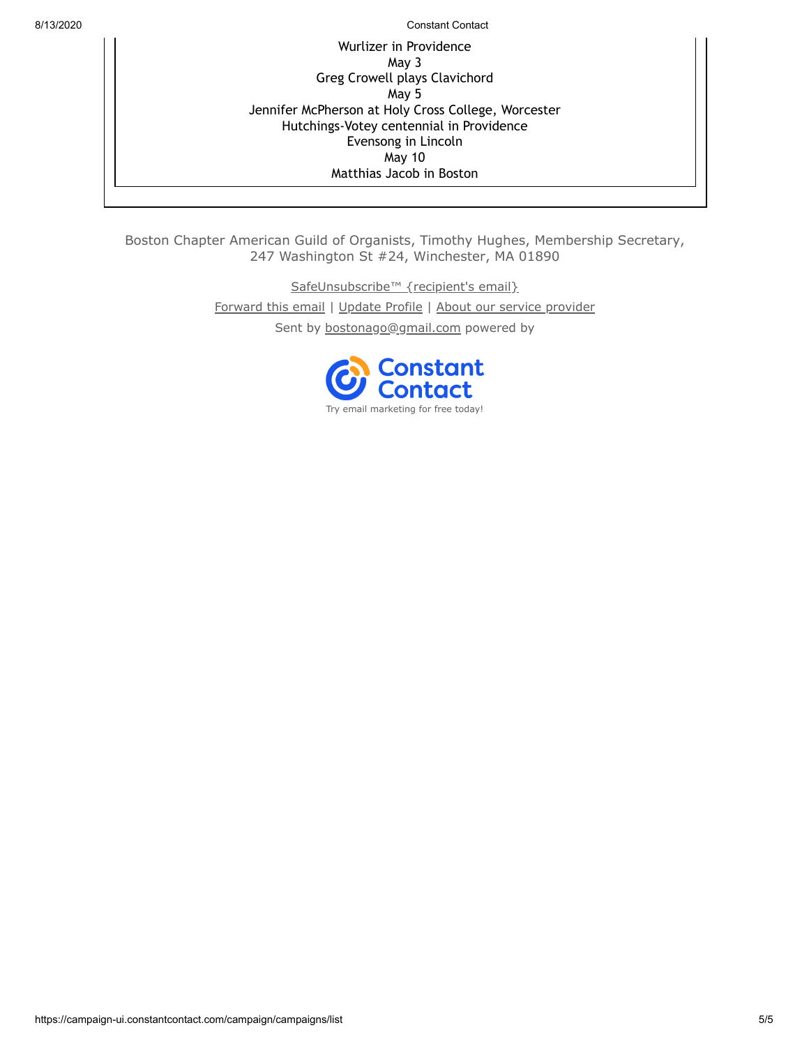Wurlizer in Providence

May 3

Greg Crowell plays Clavichord

May 5

Jennifer McPherson at Holy Cross College, Worcester

Hutchings-Votey centennial in Providence

Evensong in Lincoln

May 10

Matthias Jacob in Boston

Boston Chapter American Guild of Organists, Timothy Hughes, Membership Secretary, 247 Washington St #24, Winchester, MA 01890

SafeUnsubscribe™ {recipient's email}

Forward this email | Update Profile | About our service provider

Sent by bostonago@gmail.com powered by

Constant Contact

Try email marketing for free today!